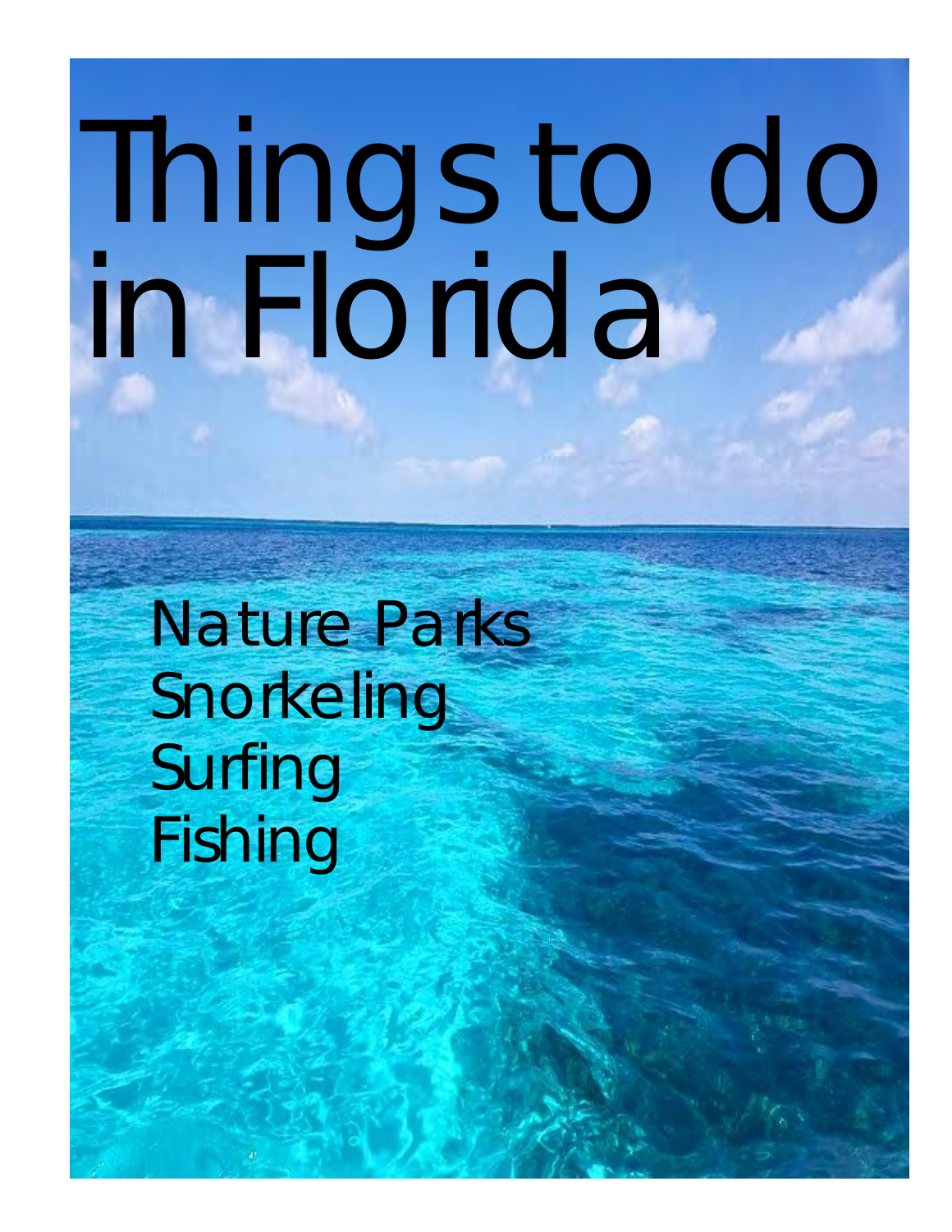# Things to do in Florida

Nature Parks
Snorkeling
Surfing
Fishing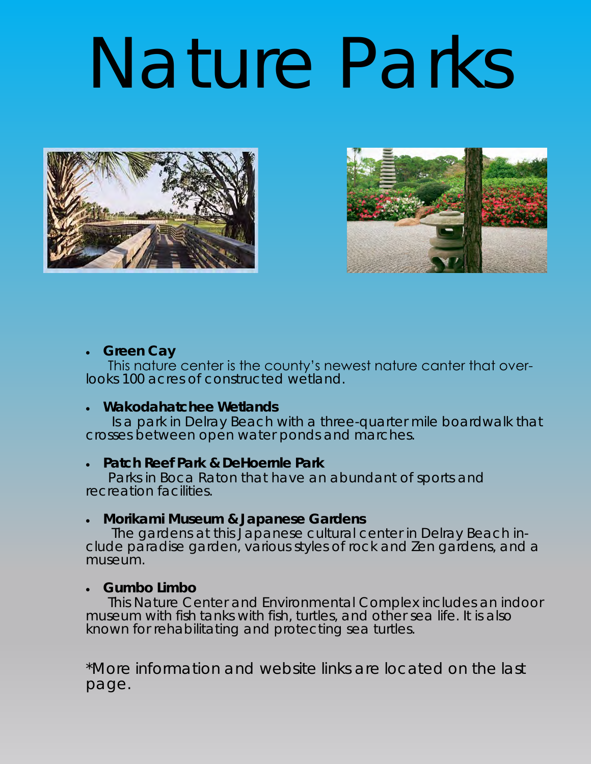# Nature Parks

- **Green Cay**
  This nature center is the county's newest nature canter that overlooks 100 acres of constructed wetland.

- **Wakodahatchee Wetlands**
  Is a park in Delray Beach with a three-quarter mile boardwalk that crosses between open water ponds and marches.

- **Patch Reef Park & DeHoernle Park**
  Parks in Boca Raton that have an abundant of sports and recreation facilities.

- **Morikami Museum & Japanese Gardens**
  The gardens at this Japanese cultural center in Delray Beach include paradise garden, various styles of rock and Zen gardens, and a museum.

- **Gumbo Limbo**
  This Nature Center and Environmental Complex includes an indoor museum with fish tanks with fish, turtles, and other sea life. It is also known for rehabilitating and protecting sea turtles.

*More information and website links are located on the last page.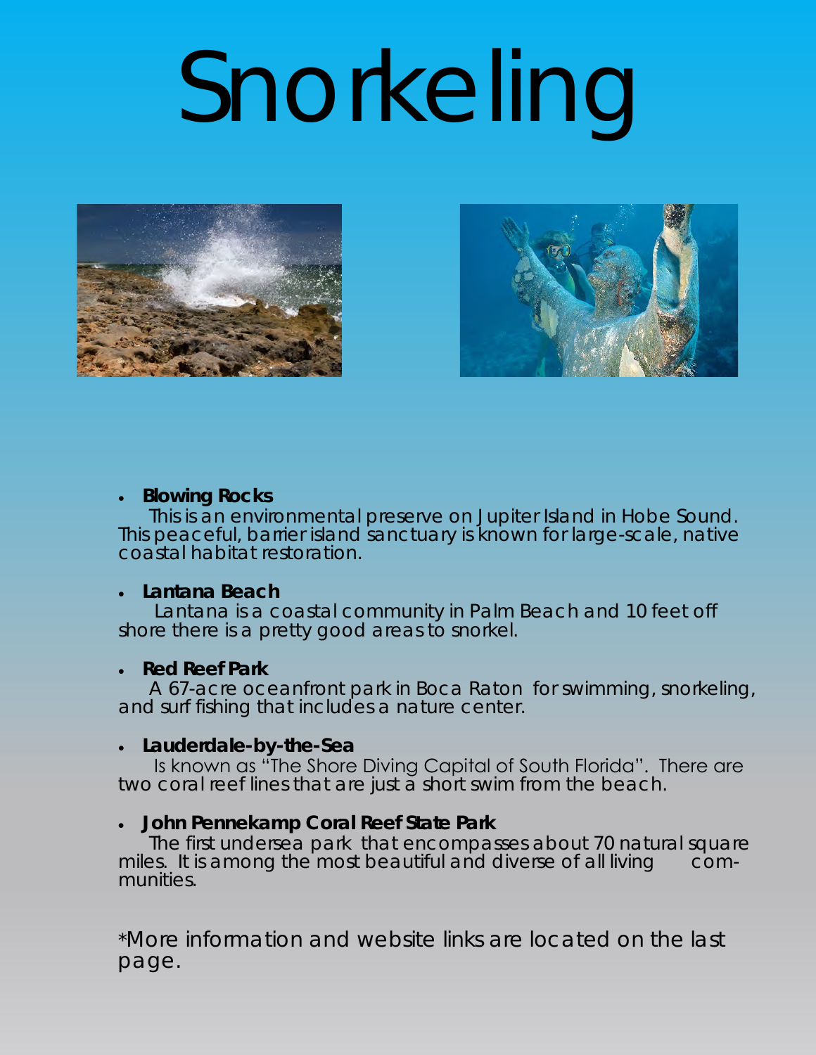# Snorkeling

- **Blowing Rocks**
  This is an environmental preserve on Jupiter Island in Hobe Sound. This peaceful, barrier island sanctuary is known for large-scale, native coastal habitat restoration.

- **Lantana Beach**
  Lantana is a coastal community in Palm Beach and 10 feet off shore there is a pretty good areas to snorkel.

- **Red Reef Park**
  A 67-acre oceanfront park in Boca Raton for swimming, snorkeling, and surf fishing that includes a nature center.

- **Lauderdale-by-the-Sea**
  Is known as "The Shore Diving Capital of South Florida". There are two coral reef lines that are just a short swim from the beach.

- **John Pennekamp Coral Reef State Park**
  The first undersea park that encompasses about 70 natural square miles. It is among the most beautiful and diverse of all living communities.

*More information and website links are located on the last page.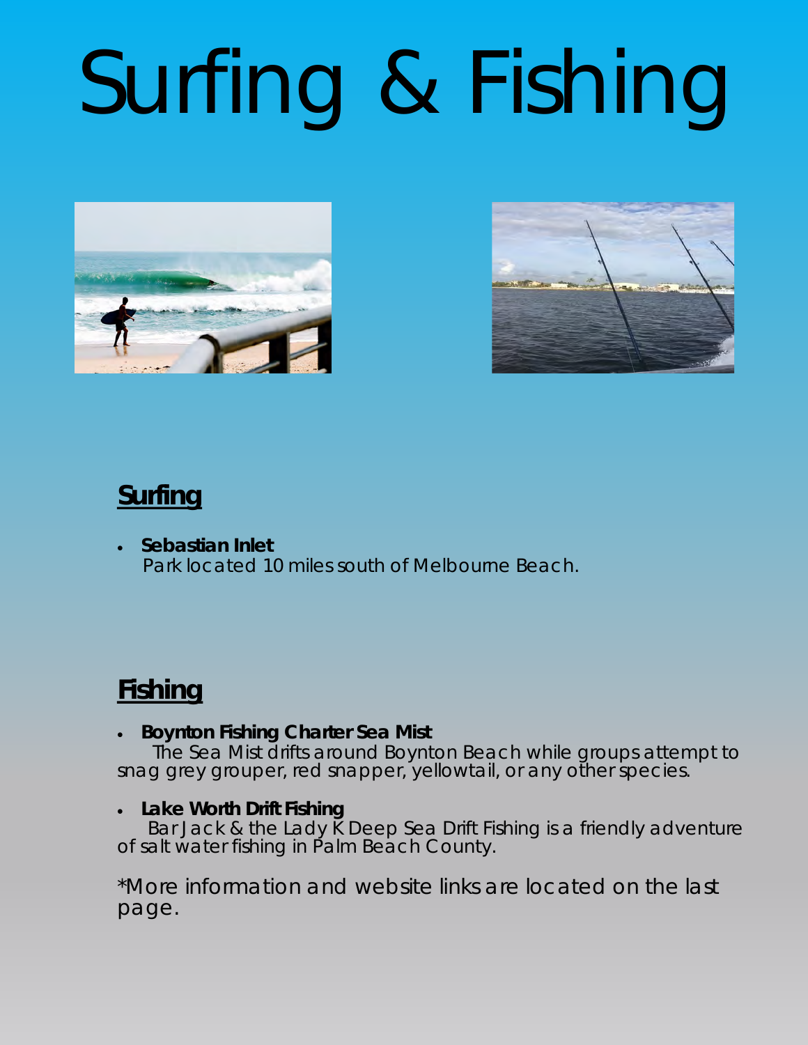# Surfing & Fishing

## Surfing

- **Sebastian Inlet**
  Park located 10 miles south of Melbourne Beach.

## Fishing

- **Boynton Fishing Charter Sea Mist**
  The Sea Mist drifts around Boynton Beach while groups attempt to snag grey grouper, red snapper, yellowtail, or any other species.

- **Lake Worth Drift Fishing**
  Bar Jack & the Lady K Deep Sea Drift Fishing is a friendly adventure of salt water fishing in Palm Beach County.

*More information and website links are located on the last page.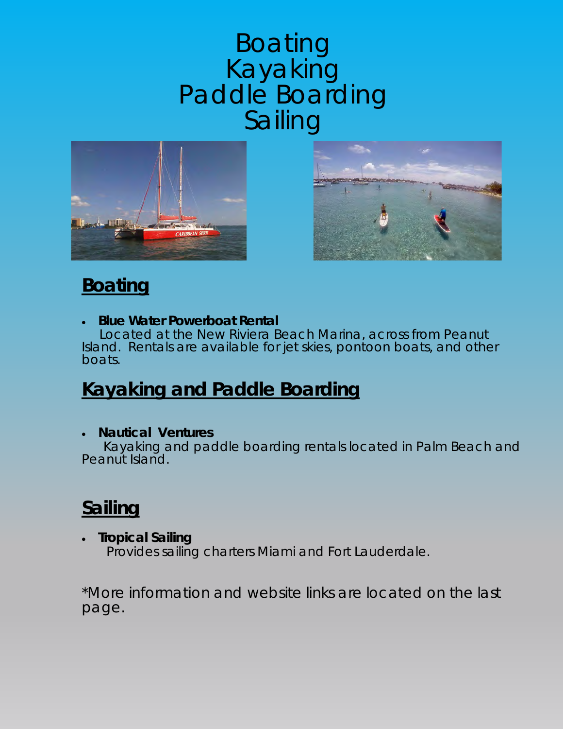# Boating
# Kayaking
# Paddle Boarding
# Sailing

## Boating

- **Blue Water Powerboat Rental**

Located at the New Riviera Beach Marina, across from Peanut Island. Rentals are available for jet skies, pontoon boats, and other boats.

## Kayaking and Paddle Boarding

- **Nautical Ventures**

Kayaking and paddle boarding rentals located in Palm Beach and Peanut Island.

## Sailing

- **Tropical Sailing**

Provides sailing charters Miami and Fort Lauderdale.

*More information and website links are located on the last page.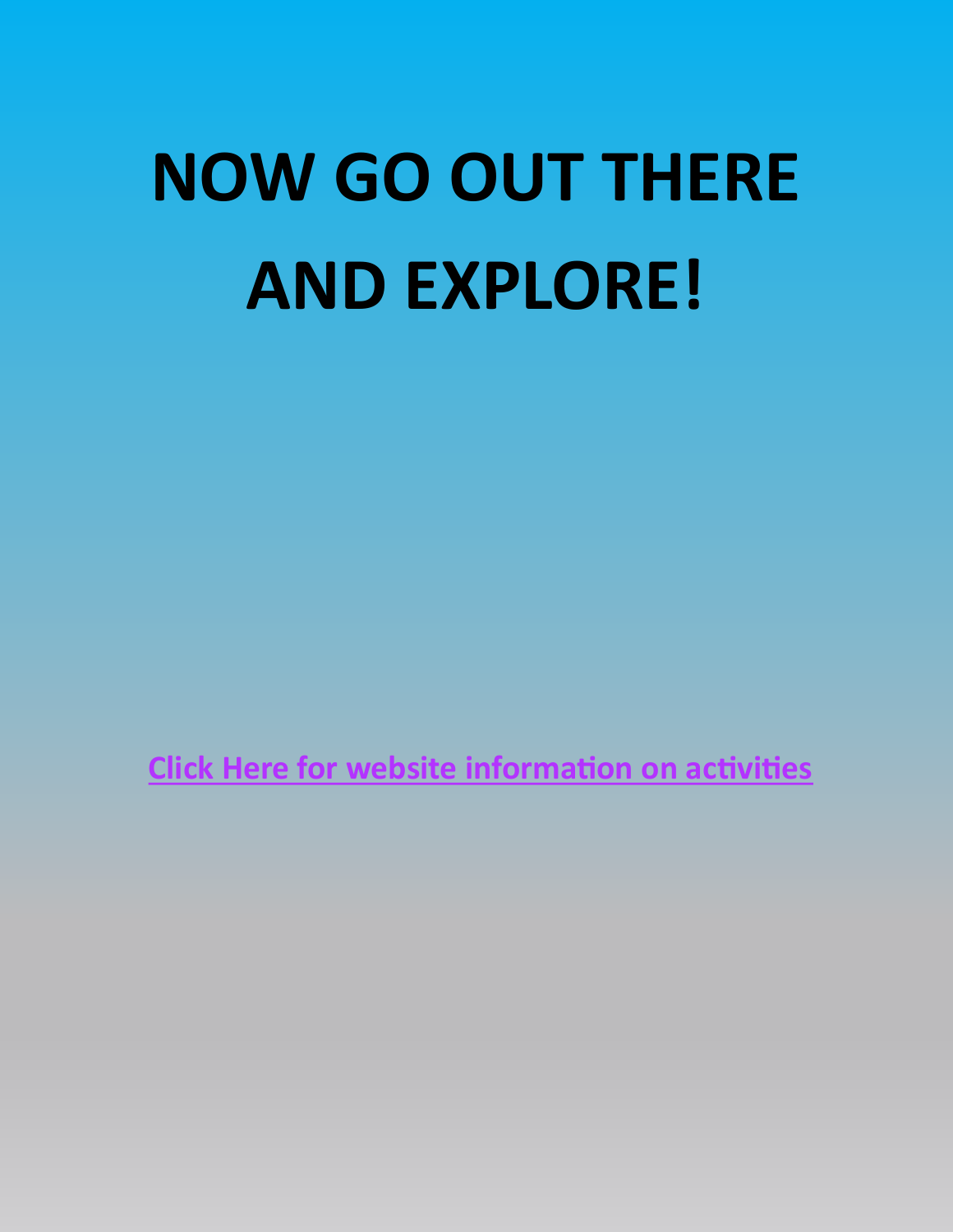# NOW GO OUT THERE AND EXPLORE!

Click Here for website information on activities